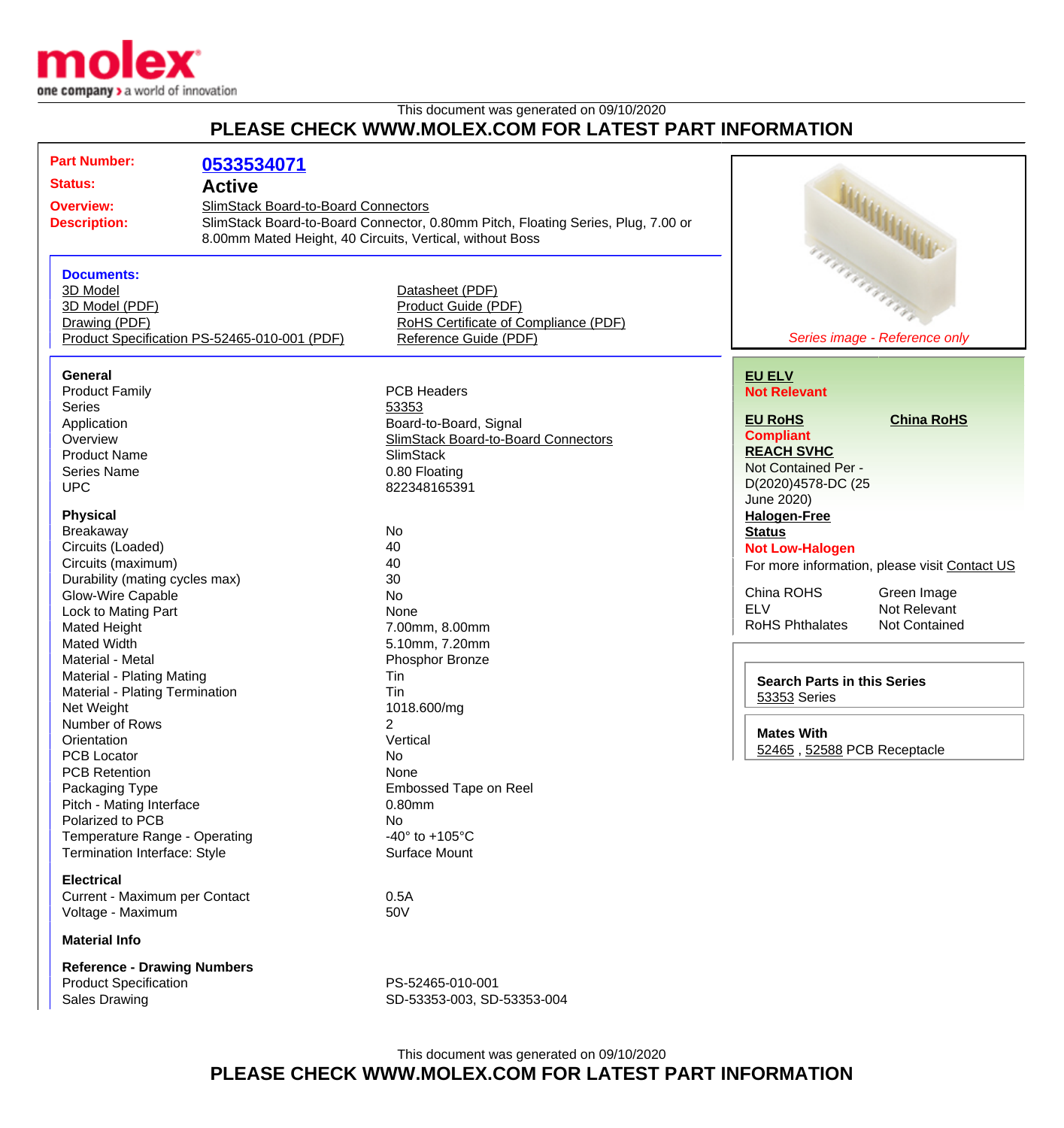This document was generated on 09/10/2020

**PLEASE CHECK WWW.MOLEX.COM FOR LATEST PART INFORMATION**

| | |
|---|---|
| **Part Number:** | **0533534071** |
| **Status:** | **Active** |
| **Overview:** | SlimStack Board-to-Board Connectors |
| **Description:** | SlimStack Board-to-Board Connector, 0.80mm Pitch, Floating Series, Plug, 7.00 or 8.00mm Mated Height, 40 Circuits, Vertical, without Boss |

*Series image - Reference only*

**Documents:**

- 3D Model
- 3D Model (PDF)
- Drawing (PDF)
- Product Specification PS-52465-010-001 (PDF)
- Datasheet (PDF)
- Product Guide (PDF)
- RoHS Certificate of Compliance (PDF)
- Reference Guide (PDF)

**EU ELV**
Not Relevant

**EU RoHS**
Compliant

**China RoHS**

**REACH SVHC**
Not Contained Per - D(2020)4578-DC (25 June 2020)

**Halogen-Free Status**
Not Low-Halogen

For more information, please visit Contact US

| | |
|---|---|
| China ROHS | Green Image |
| ELV | Not Relevant |
| RoHS Phthalates | Not Contained |

**Search Parts in this Series**
53353 Series

**Mates With**
52465 , 52588 PCB Receptacle

### General

| | |
|---|---|
| Product Family | PCB Headers |
| Series | 53353 |
| Application | Board-to-Board, Signal |
| Overview | SlimStack Board-to-Board Connectors |
| Product Name | SlimStack |
| Series Name | 0.80 Floating |
| UPC | 822348165391 |

### Physical

| | |
|---|---|
| Breakaway | No |
| Circuits (Loaded) | 40 |
| Circuits (maximum) | 40 |
| Durability (mating cycles max) | 30 |
| Glow-Wire Capable | No |
| Lock to Mating Part | None |
| Mated Height | 7.00mm, 8.00mm |
| Mated Width | 5.10mm, 7.20mm |
| Material - Metal | Phosphor Bronze |
| Material - Plating Mating | Tin |
| Material - Plating Termination | Tin |
| Net Weight | 1018.600/mg |
| Number of Rows | 2 |
| Orientation | Vertical |
| PCB Locator | No |
| PCB Retention | None |
| Packaging Type | Embossed Tape on Reel |
| Pitch - Mating Interface | 0.80mm |
| Polarized to PCB | No |
| Temperature Range - Operating | -40° to +105°C |
| Termination Interface: Style | Surface Mount |

### Electrical

| | |
|---|---|
| Current - Maximum per Contact | 0.5A |
| Voltage - Maximum | 50V |

### Material Info

### Reference - Drawing Numbers

| | |
|---|---|
| Product Specification | PS-52465-010-001 |
| Sales Drawing | SD-53353-003, SD-53353-004 |

This document was generated on 09/10/2020

**PLEASE CHECK WWW.MOLEX.COM FOR LATEST PART INFORMATION**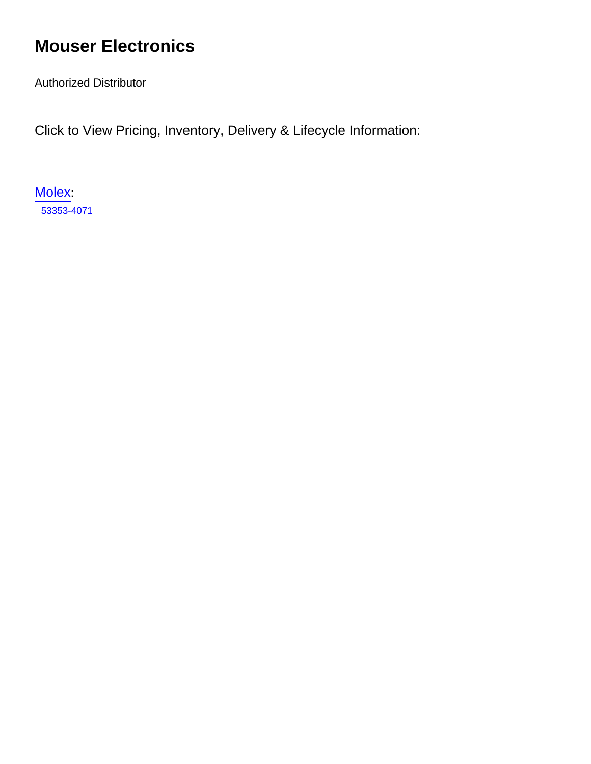# Mouser Electronics

Authorized Distributor

Click to View Pricing, Inventory, Delivery & Lifecycle Information:

Molex:

53353-4071